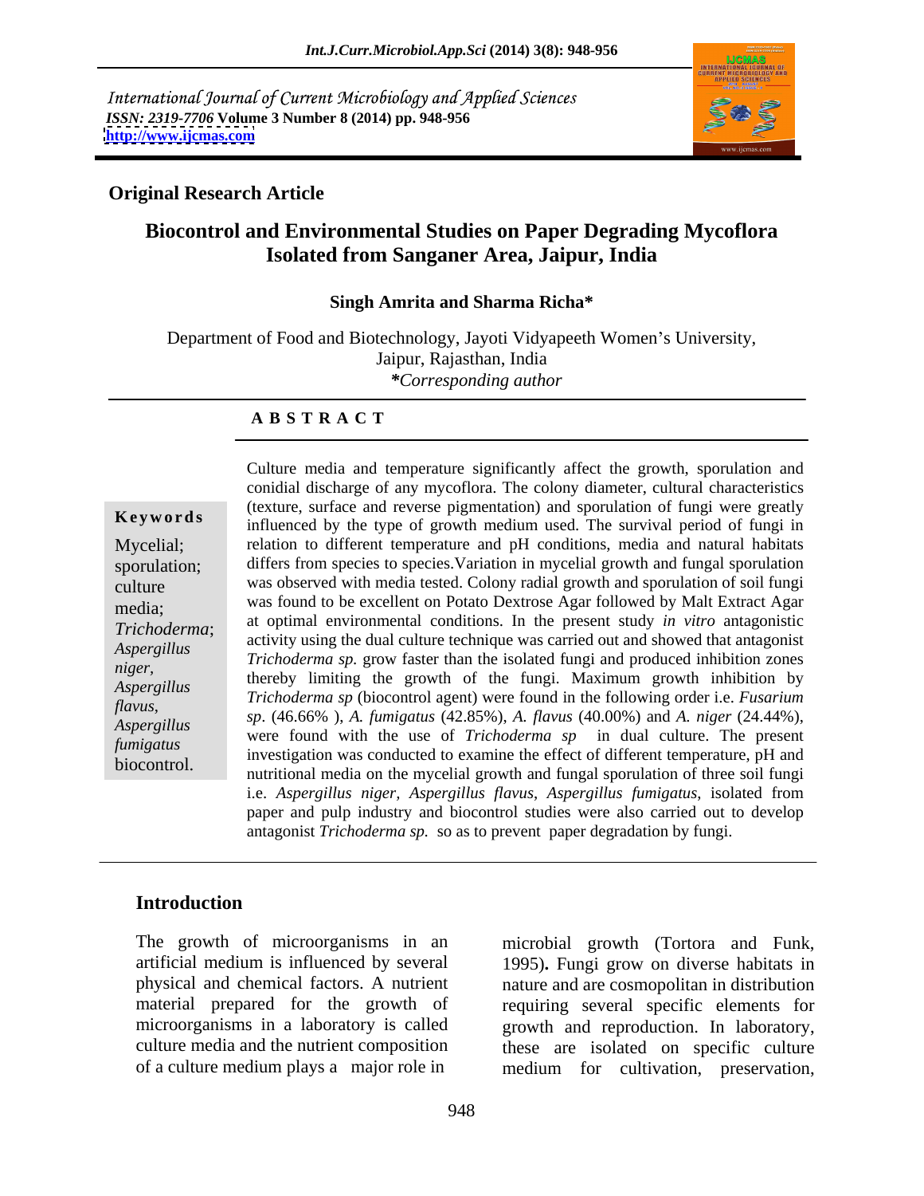International Journal of Current Microbiology and Applied Sciences
*ISSN: 2319-7706* **Volume 3 Number 8 (2014) pp. 948-956**
**http://www.ijcmas.com**

**Original Research Article**

# Biocontrol and Environmental Studies on Paper Degrading Mycoflora Isolated from Sanganer Area, Jaipur, India

**Singh Amrita and Sharma Richa***

Department of Food and Biotechnology, Jayoti Vidyapeeth Women's University, Jaipur, Rajasthan, India

***Corresponding author***

**A B S T R A C T**

**Keywords**

Mycelial; sporulation; culture media; *Trichoderma*; *Aspergillus niger*, *Aspergillus flavus*, *Aspergillus fumigatus* biocontrol.

Culture media and temperature significantly affect the growth, sporulation and conidial discharge of any mycoflora. The colony diameter, cultural characteristics (texture, surface and reverse pigmentation) and sporulation of fungi were greatly influenced by the type of growth medium used. The survival period of fungi in relation to different temperature and pH conditions, media and natural habitats differs from species to species.Variation in mycelial growth and fungal sporulation was observed with media tested. Colony radial growth and sporulation of soil fungi was found to be excellent on Potato Dextrose Agar followed by Malt Extract Agar at optimal environmental conditions. In the present study *in vitro* antagonistic activity using the dual culture technique was carried out and showed that antagonist *Trichoderma sp.* grow faster than the isolated fungi and produced inhibition zones thereby limiting the growth of the fungi. Maximum growth inhibition by *Trichoderma sp* (biocontrol agent) were found in the following order i.e. *Fusarium sp*. (46.66% ), *A. fumigatus* (42.85%), *A. flavus* (40.00%) and *A. niger* (24.44%), were found with the use of *Trichoderma sp* in dual culture. The present investigation was conducted to examine the effect of different temperature, pH and nutritional media on the mycelial growth and fungal sporulation of three soil fungi i.e. *Aspergillus niger*, *Aspergillus flavus*, *Aspergillus fumigatus*, isolated from paper and pulp industry and biocontrol studies were also carried out to develop antagonist *Trichoderma sp.* so as to prevent paper degradation by fungi.

## Introduction

The growth of microorganisms in an artificial medium is influenced by several physical and chemical factors. A nutrient material prepared for the growth of microorganisms in a laboratory is called culture media and the nutrient composition of a culture medium plays a major role in microbial growth (Tortora and Funk, 1995)**.** Fungi grow on diverse habitats in nature and are cosmopolitan in distribution requiring several specific elements for growth and reproduction. In laboratory, these are isolated on specific culture medium for cultivation, preservation,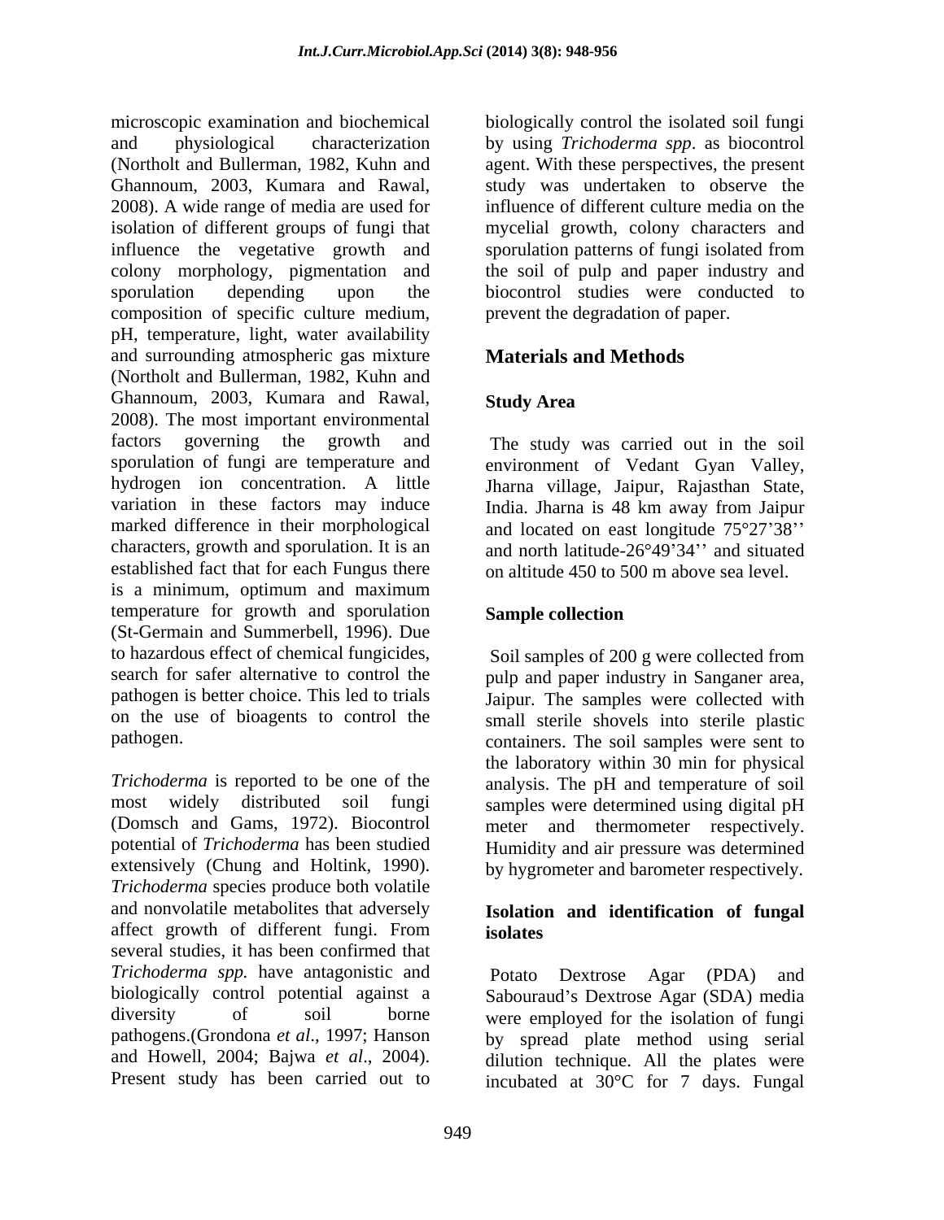microscopic examination and biochemical and physiological characterization (Northolt and Bullerman, 1982, Kuhn and Ghannoum, 2003, Kumara and Rawal, 2008). A wide range of media are used for isolation of different groups of fungi that influence the vegetative growth and colony morphology, pigmentation and sporulation depending upon the composition of specific culture medium, pH, temperature, light, water availability and surrounding atmospheric gas mixture (Northolt and Bullerman, 1982, Kuhn and Ghannoum, 2003, Kumara and Rawal, 2008). The most important environmental factors governing the growth and sporulation of fungi are temperature and hydrogen ion concentration. A little variation in these factors may induce marked difference in their morphological characters, growth and sporulation. It is an established fact that for each Fungus there is a minimum, optimum and maximum temperature for growth and sporulation (St-Germain and Summerbell, 1996). Due to hazardous effect of chemical fungicides, search for safer alternative to control the pathogen is better choice. This led to trials on the use of bioagents to control the pathogen.

*Trichoderma* is reported to be one of the most widely distributed soil fungi (Domsch and Gams, 1972). Biocontrol potential of *Trichoderma* has been studied extensively (Chung and Holtink, 1990). *Trichoderma* species produce both volatile and nonvolatile metabolites that adversely affect growth of different fungi. From several studies, it has been confirmed that *Trichoderma spp.* have antagonistic and biologically control potential against a diversity of soil borne pathogens.(Grondona *et al*., 1997; Hanson and Howell, 2004; Bajwa *et al*., 2004). Present study has been carried out to biologically control the isolated soil fungi by using *Trichoderma spp*. as biocontrol agent. With these perspectives, the present study was undertaken to observe the influence of different culture media on the mycelial growth, colony characters and sporulation patterns of fungi isolated from the soil of pulp and paper industry and biocontrol studies were conducted to prevent the degradation of paper.

## Materials and Methods

### Study Area

The study was carried out in the soil environment of Vedant Gyan Valley, Jharna village, Jaipur, Rajasthan State, India. Jharna is 48 km away from Jaipur and located on east longitude 75°27'38'' and north latitude-26°49'34'' and situated on altitude 450 to 500 m above sea level.

### Sample collection

Soil samples of 200 g were collected from pulp and paper industry in Sanganer area, Jaipur. The samples were collected with small sterile shovels into sterile plastic containers. The soil samples were sent to the laboratory within 30 min for physical analysis. The pH and temperature of soil samples were determined using digital pH meter and thermometer respectively. Humidity and air pressure was determined by hygrometer and barometer respectively.

### Isolation and identification of fungal isolates

Potato Dextrose Agar (PDA) and Sabouraud's Dextrose Agar (SDA) media were employed for the isolation of fungi by spread plate method using serial dilution technique. All the plates were incubated at 30°C for 7 days. Fungal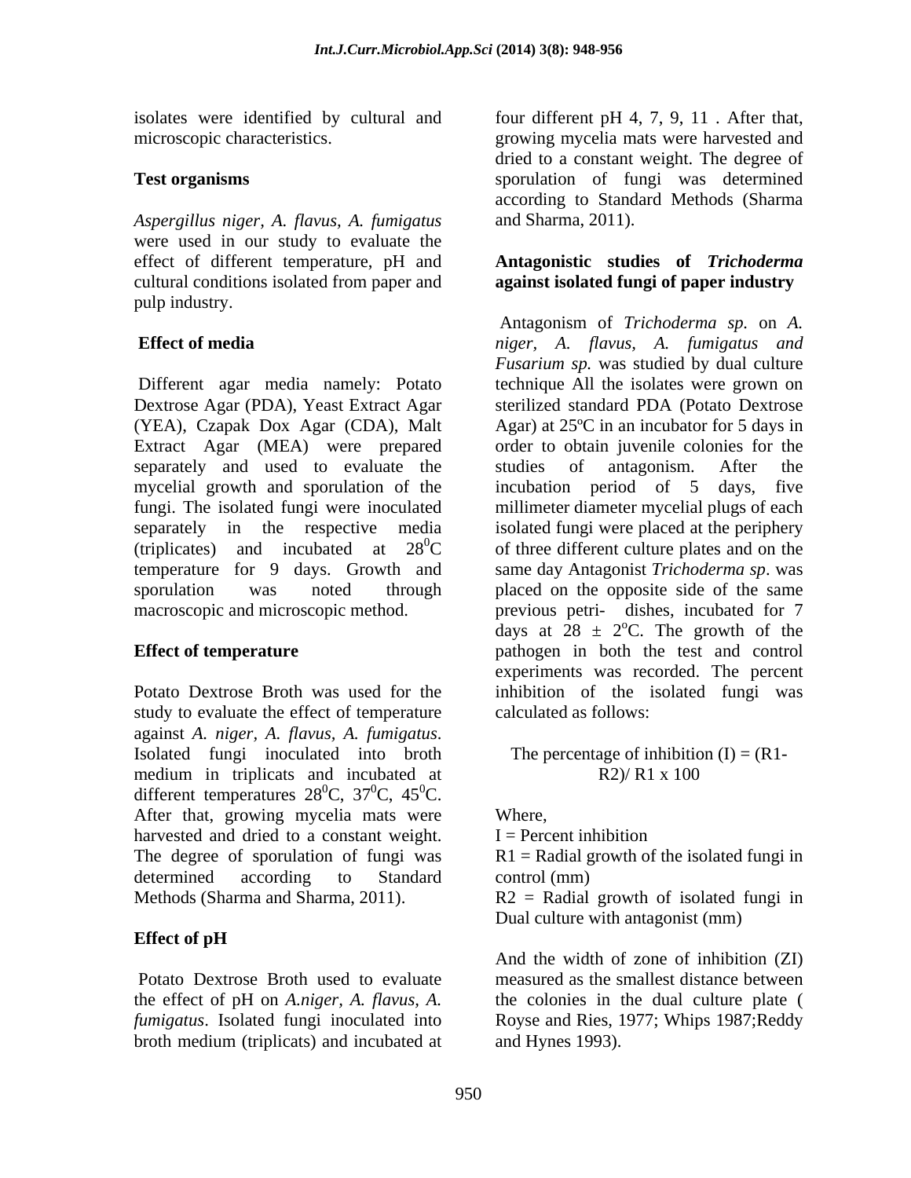isolates were identified by cultural and microscopic characteristics.

**Test organisms**

*Aspergillus niger*, *A. flavus*, *A. fumigatus* were used in our study to evaluate the effect of different temperature, pH and cultural conditions isolated from paper and pulp industry.

**Effect of media**

Different agar media namely: Potato Dextrose Agar (PDA), Yeast Extract Agar (YEA), Czapak Dox Agar (CDA), Malt Extract Agar (MEA) were prepared separately and used to evaluate the mycelial growth and sporulation of the fungi. The isolated fungi were inoculated separately in the respective media (triplicates) and incubated at $28^0$C temperature for 9 days. Growth and sporulation was noted through macroscopic and microscopic method.

**Effect of temperature**

Potato Dextrose Broth was used for the study to evaluate the effect of temperature against *A. niger*, *A. flavus*, *A. fumigatus*. Isolated fungi inoculated into broth medium in triplicats and incubated at different temperatures $28^0$C, $37^0$C, $45^0$C. After that, growing mycelia mats were harvested and dried to a constant weight. The degree of sporulation of fungi was determined according to Standard Methods (Sharma and Sharma, 2011).

**Effect of pH**

Potato Dextrose Broth used to evaluate the effect of pH on *A.niger*, *A. flavus*, *A. fumigatus*. Isolated fungi inoculated into broth medium (triplicats) and incubated at four different pH 4, 7, 9, 11 . After that, growing mycelia mats were harvested and dried to a constant weight. The degree of sporulation of fungi was determined according to Standard Methods (Sharma and Sharma, 2011).

**Antagonistic studies of *Trichoderma* against isolated fungi of paper industry**

Antagonism of *Trichoderma sp.* on *A. niger*, *A. flavus*, *A. fumigatus and Fusarium sp.* was studied by dual culture technique All the isolates were grown on sterilized standard PDA (Potato Dextrose Agar) at 25ºC in an incubator for 5 days in order to obtain juvenile colonies for the studies of antagonism. After the incubation period of 5 days, five millimeter diameter mycelial plugs of each isolated fungi were placed at the periphery of three different culture plates and on the same day Antagonist *Trichoderma sp*. was placed on the opposite side of the same previous petri- dishes, incubated for 7 days at 28 ± 2°C. The growth of the pathogen in both the test and control experiments was recorded. The percent inhibition of the isolated fungi was calculated as follows:

The percentage of inhibition (I) = (R1-R2)/ R1 x 100

Where,
I = Percent inhibition
R1 = Radial growth of the isolated fungi in control (mm)
R2 = Radial growth of isolated fungi in Dual culture with antagonist (mm)

And the width of zone of inhibition (ZI) measured as the smallest distance between the colonies in the dual culture plate ( Royse and Ries, 1977; Whips 1987;Reddy and Hynes 1993).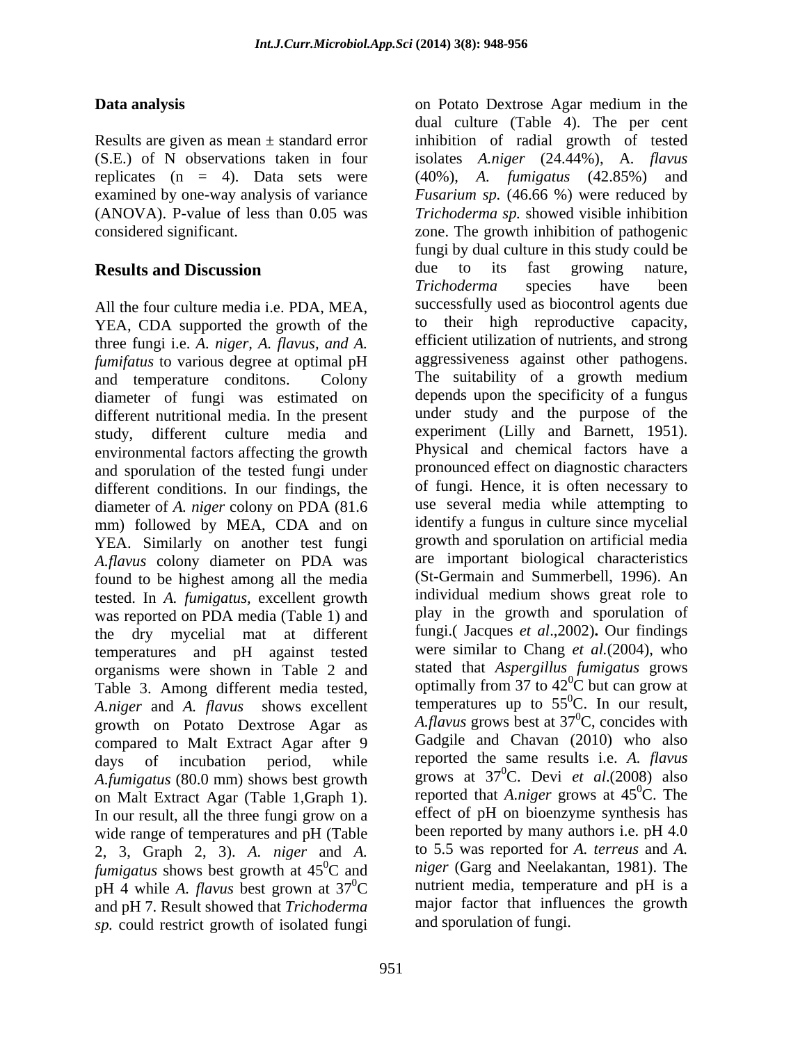**Data analysis**

Results are given as mean ± standard error (S.E.) of N observations taken in four replicates (n = 4). Data sets were examined by one-way analysis of variance (ANOVA). P-value of less than 0.05 was considered significant.

## Results and Discussion

All the four culture media i.e. PDA, MEA, YEA, CDA supported the growth of the three fungi i.e. *A. niger, A. flavus, and A. fumifatus* to various degree at optimal pH and temperature conditons. Colony diameter of fungi was estimated on different nutritional media. In the present study, different culture media and environmental factors affecting the growth and sporulation of the tested fungi under different conditions. In our findings, the diameter of *A. niger* colony on PDA (81.6 mm) followed by MEA, CDA and on YEA. Similarly on another test fungi *A.flavus* colony diameter on PDA was found to be highest among all the media tested. In *A. fumigatus,* excellent growth was reported on PDA media (Table 1) and the dry mycelial mat at different temperatures and pH against tested organisms were shown in Table 2 and Table 3. Among different media tested, *A.niger* and *A. flavus* shows excellent growth on Potato Dextrose Agar as compared to Malt Extract Agar after 9 days of incubation period, while *A.fumigatus* (80.0 mm) shows best growth on Malt Extract Agar (Table 1,Graph 1). In our result, all the three fungi grow on a wide range of temperatures and pH (Table 2, 3, Graph 2, 3). *A. niger* and *A. fumigatus* shows best growth at $45^0$C and pH 4 while *A. flavus* best grown at $37^0$C and pH 7. Result showed that *Trichoderma sp.* could restrict growth of isolated fungi on Potato Dextrose Agar medium in the dual culture (Table 4). The per cent inhibition of radial growth of tested isolates *A.niger* (24.44%), A. *flavus* (40%), *A. fumigatus* (42.85%) and *Fusarium sp.* (46.66 %) were reduced by *Trichoderma sp.* showed visible inhibition zone. The growth inhibition of pathogenic fungi by dual culture in this study could be due to its fast growing nature, *Trichoderma* species have been successfully used as biocontrol agents due to their high reproductive capacity, efficient utilization of nutrients, and strong aggressiveness against other pathogens. The suitability of a growth medium depends upon the specificity of a fungus under study and the purpose of the experiment (Lilly and Barnett, 1951). Physical and chemical factors have a pronounced effect on diagnostic characters of fungi. Hence, it is often necessary to use several media while attempting to identify a fungus in culture since mycelial growth and sporulation on artificial media are important biological characteristics (St-Germain and Summerbell, 1996). An individual medium shows great role to play in the growth and sporulation of fungi.( Jacques *et al*.,2002)**.** Our findings were similar to Chang *et al.*(2004), who stated that *Aspergillus fumigatus* grows optimally from 37 to $42^0$C but can grow at temperatures up to $55^0$C. In our result, *A.flavus* grows best at $37^0$C, concides with Gadgile and Chavan (2010) who also reported the same results i.e. *A. flavus* grows at $37^0$C. Devi *et al*.(2008) also reported that *A.niger* grows at $45^0$C. The effect of pH on bioenzyme synthesis has been reported by many authors i.e. pH 4.0 to 5.5 was reported for *A. terreus* and *A. niger* (Garg and Neelakantan, 1981). The nutrient media, temperature and pH is a major factor that influences the growth and sporulation of fungi.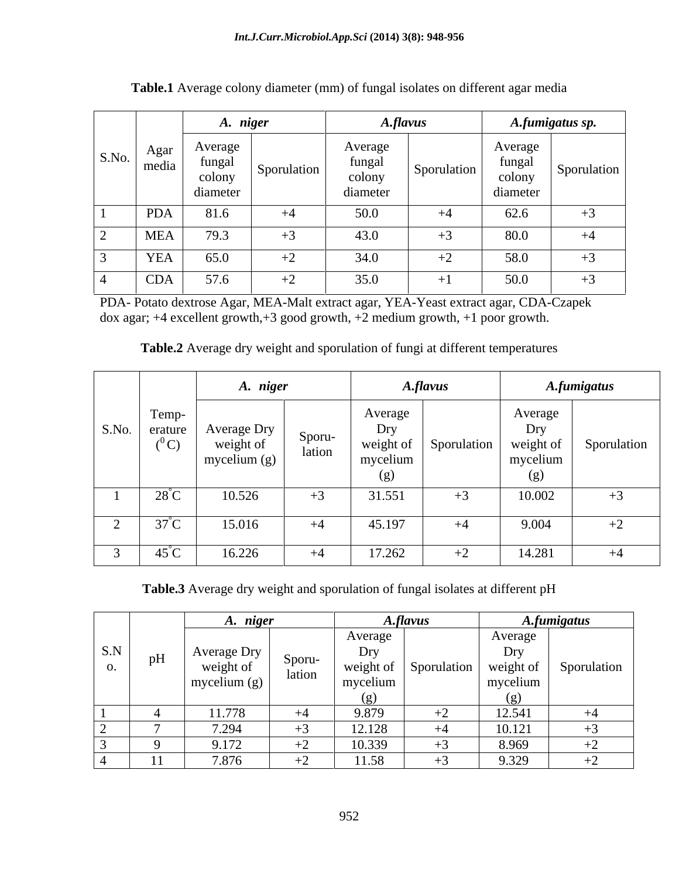**Table.1** Average colony diameter (mm) of fungal isolates on different agar media

| S.No. | Agar media | *A. niger* | | *A.flavus* | | *A.fumigatus sp.* | |
|---|---|---|---|---|---|---|---|
| | | Average fungal colony diameter | Sporulation | Average fungal colony diameter | Sporulation | Average fungal colony diameter | Sporulation |
| 1 | PDA | 81.6 | +4 | 50.0 | +4 | 62.6 | +3 |
| 2 | MEA | 79.3 | +3 | 43.0 | +3 | 80.0 | +4 |
| 3 | YEA | 65.0 | +2 | 34.0 | +2 | 58.0 | +3 |
| 4 | CDA | 57.6 | +2 | 35.0 | +1 | 50.0 | +3 |

PDA- Potato dextrose Agar, MEA-Malt extract agar, YEA-Yeast extract agar, CDA-Czapek dox agar; +4 excellent growth,+3 good growth, +2 medium growth, +1 poor growth.

**Table.2** Average dry weight and sporulation of fungi at different temperatures

| S.No. | Temp-erature ($^0$C) | *A. niger* | | *A.flavus* | | *A.fumigatus* | |
|---|---|---|---|---|---|---|---|
| | | Average Dry weight of mycelium (g) | Sporu-lation | Average Dry weight of mycelium (g) | Sporulation | Average Dry weight of mycelium (g) | Sporulation |
| 1 | 28°C | 10.526 | +3 | 31.551 | +3 | 10.002 | +3 |
| 2 | 37°C | 15.016 | +4 | 45.197 | +4 | 9.004 | +2 |
| 3 | 45°C | 16.226 | +4 | 17.262 | +2 | 14.281 | +4 |

**Table.3** Average dry weight and sporulation of fungal isolates at different pH

| S.No. | pH | *A. niger* | | *A.flavus* | | *A.fumigatus* | |
|---|---|---|---|---|---|---|---|
| | | Average Dry weight of mycelium (g) | Sporu-lation | Average Dry weight of mycelium (g) | Sporulation | Average Dry weight of mycelium (g) | Sporulation |
| 1 | 4 | 11.778 | +4 | 9.879 | +2 | 12.541 | +4 |
| 2 | 7 | 7.294 | +3 | 12.128 | +4 | 10.121 | +3 |
| 3 | 9 | 9.172 | +2 | 10.339 | +3 | 8.969 | +2 |
| 4 | 11 | 7.876 | +2 | 11.58 | +3 | 9.329 | +2 |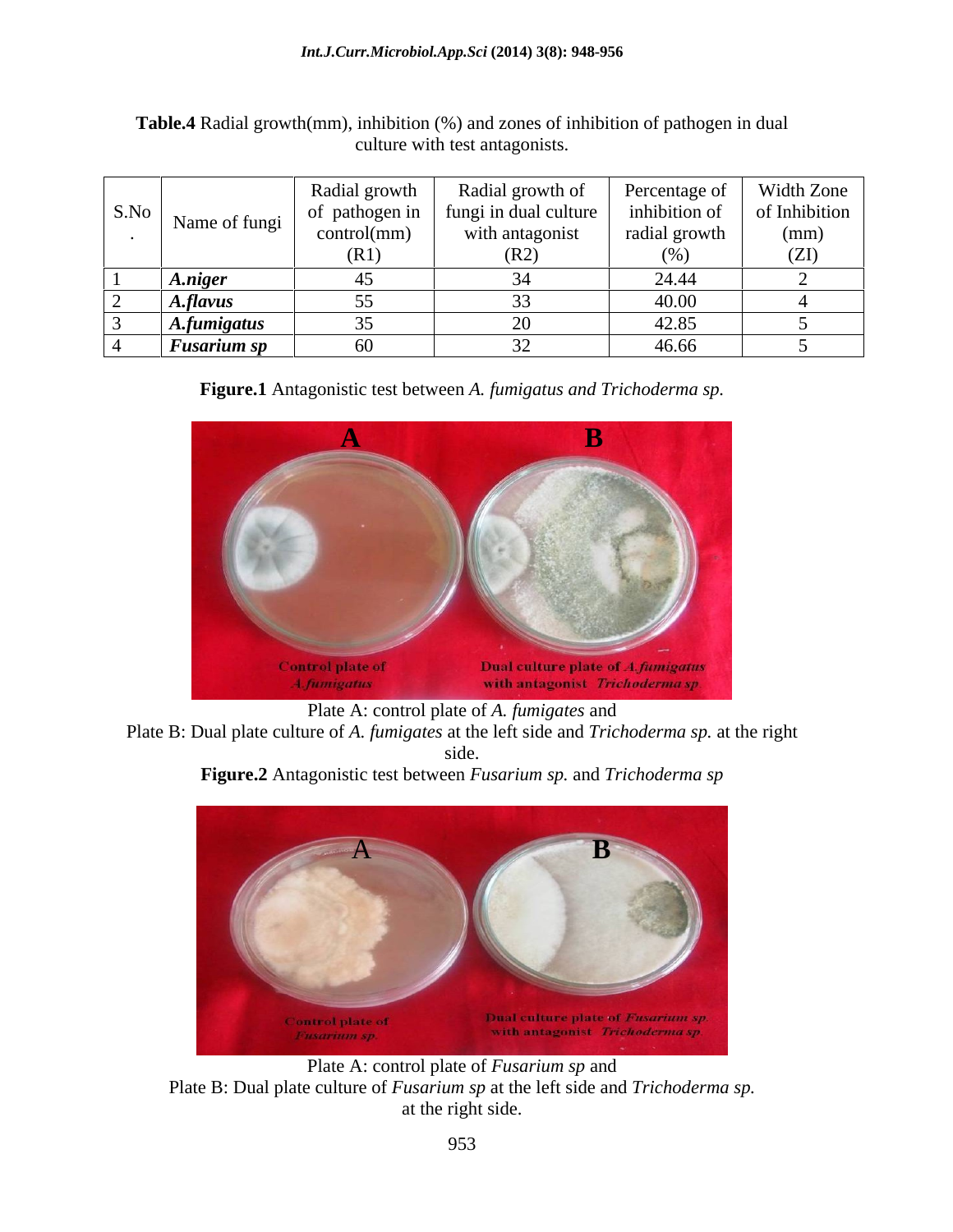**Table.4** Radial growth(mm), inhibition (%) and zones of inhibition of pathogen in dual culture with test antagonists.

| S.No. | Name of fungi | Radial growth of pathogen in control(mm) (R1) | Radial growth of fungi in dual culture with antagonist (R2) | Percentage of inhibition of radial growth (%) | Width Zone of Inhibition (mm) (ZI) |
|---|---|---|---|---|---|
| 1 | ***A.niger*** | 45 | 34 | 24.44 | 2 |
| 2 | ***A.flavus*** | 55 | 33 | 40.00 | 4 |
| 3 | ***A.fumigatus*** | 35 | 20 | 42.85 | 5 |
| 4 | ***Fusarium sp*** | 60 | 32 | 46.66 | 5 |

**Figure.1** Antagonistic test between *A. fumigatus and Trichoderma sp.*

Plate A: control plate of *A. fumigates* and
Plate B: Dual plate culture of *A. fumigates* at the left side and *Trichoderma sp.* at the right side.

**Figure.2** Antagonistic test between *Fusarium sp.* and *Trichoderma sp*

Plate A: control plate of *Fusarium sp* and
Plate B: Dual plate culture of *Fusarium sp* at the left side and *Trichoderma sp.* at the right side.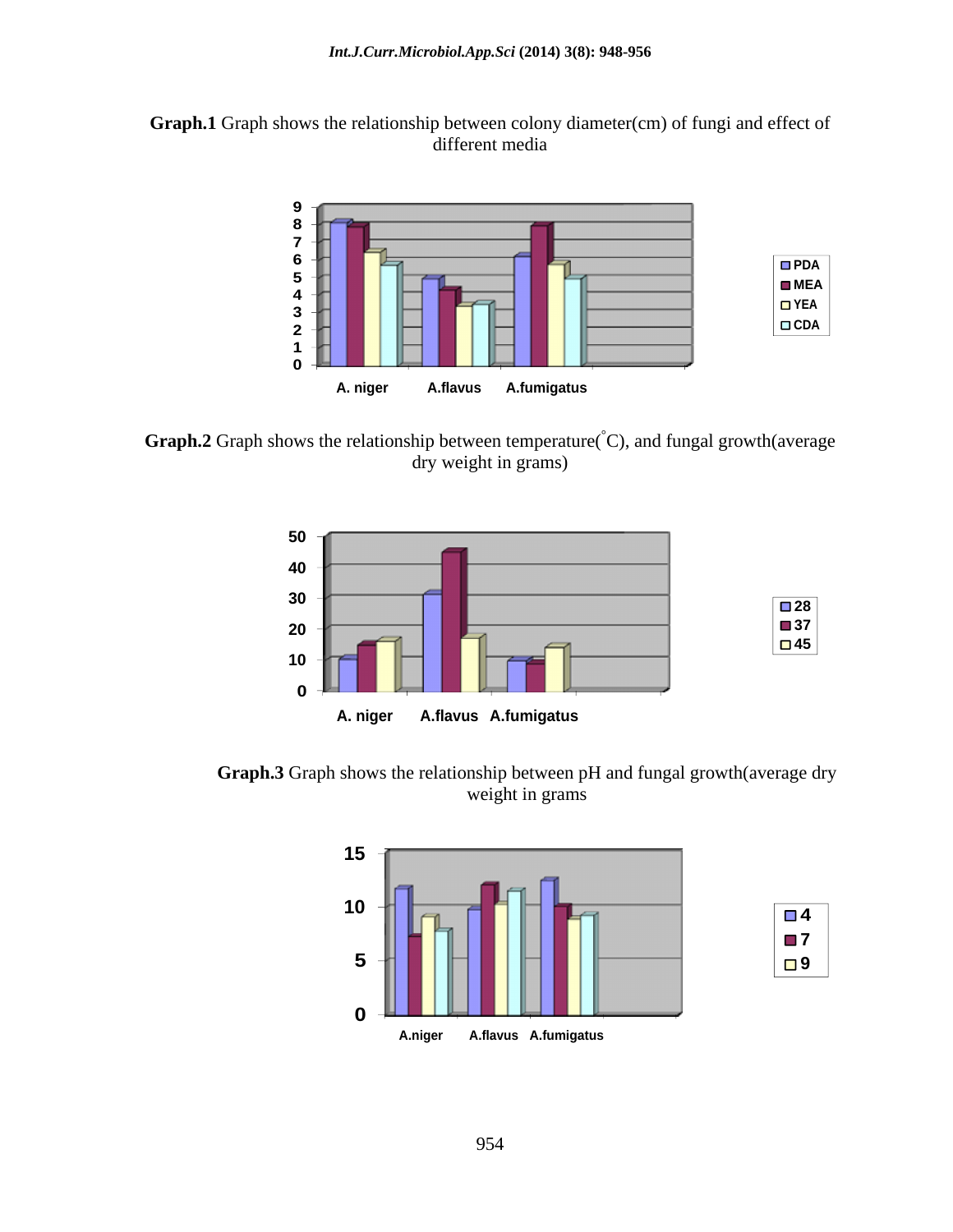**Graph.1** Graph shows the relationship between colony diameter(cm) of fungi and effect of different media

**Graph.2** Graph shows the relationship between temperature(°C), and fungal growth(average dry weight in grams)

**Graph.3** Graph shows the relationship between pH and fungal growth(average dry weight in grams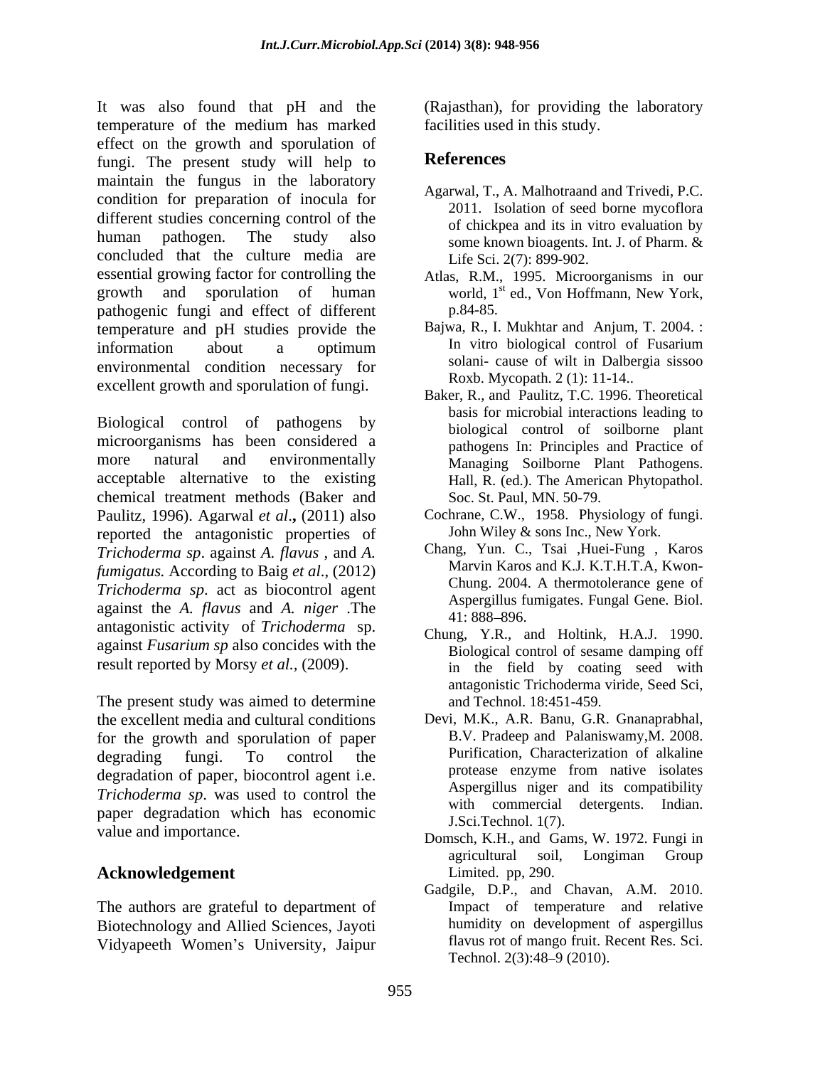It was also found that pH and the temperature of the medium has marked effect on the growth and sporulation of fungi. The present study will help to maintain the fungus in the laboratory condition for preparation of inocula for different studies concerning control of the human pathogen. The study also concluded that the culture media are essential growing factor for controlling the growth and sporulation of human pathogenic fungi and effect of different temperature and pH studies provide the information about a optimum environmental condition necessary for excellent growth and sporulation of fungi.

Biological control of pathogens by microorganisms has been considered a more natural and environmentally acceptable alternative to the existing chemical treatment methods (Baker and Paulitz, 1996). Agarwal *et al*.**,** (2011) also reported the antagonistic properties of *Trichoderma sp*. against *A. flavus* , and *A. fumigatus.* According to Baig *et al*., (2012) *Trichoderma sp*. act as biocontrol agent against the *A. flavus* and *A. niger* .The antagonistic activity of *Trichoderma* sp. against *Fusarium sp* also concides with the result reported by Morsy *et al.,* (2009).

The present study was aimed to determine the excellent media and cultural conditions for the growth and sporulation of paper degrading fungi. To control the degradation of paper, biocontrol agent i.e. *Trichoderma sp*. was used to control the paper degradation which has economic value and importance.

## Acknowledgement

The authors are grateful to department of Biotechnology and Allied Sciences, Jayoti Vidyapeeth Women's University, Jaipur (Rajasthan), for providing the laboratory facilities used in this study.

## References

Agarwal, T., A. Malhotraand and Trivedi, P.C. 2011. Isolation of seed borne mycoflora of chickpea and its in vitro evaluation by some known bioagents. Int. J. of Pharm. & Life Sci. 2(7): 899-902.

Atlas, R.M., 1995. Microorganisms in our world, 1st ed., Von Hoffmann, New York, p.84-85.

Bajwa, R., I. Mukhtar and Anjum, T. 2004. : In vitro biological control of Fusarium solani- cause of wilt in Dalbergia sissoo Roxb. Mycopath. 2 (1): 11-14..

Baker, R., and Paulitz, T.C. 1996. Theoretical basis for microbial interactions leading to biological control of soilborne plant pathogens In: Principles and Practice of Managing Soilborne Plant Pathogens. Hall, R. (ed.). The American Phytopathol. Soc. St. Paul, MN. 50-79.

Cochrane, C.W., 1958. Physiology of fungi. John Wiley & sons Inc., New York.

Chang, Yun. C., Tsai ,Huei-Fung , Karos Marvin Karos and K.J. K.T.H.T.A, Kwon-Chung. 2004. A thermotolerance gene of Aspergillus fumigates. Fungal Gene. Biol. 41: 888–896.

Chung, Y.R., and Holtink, H.A.J. 1990. Biological control of sesame damping off in the field by coating seed with antagonistic Trichoderma viride, Seed Sci, and Technol. 18:451-459.

Devi, M.K., A.R. Banu, G.R. Gnanaprabhal, B.V. Pradeep and Palaniswamy,M. 2008. Purification, Characterization of alkaline protease enzyme from native isolates Aspergillus niger and its compatibility with commercial detergents. Indian. J.Sci.Technol. 1(7).

Domsch, K.H., and Gams, W. 1972. Fungi in agricultural soil, Longiman Group Limited. pp, 290.

Gadgile, D.P., and Chavan, A.M. 2010. Impact of temperature and relative humidity on development of aspergillus flavus rot of mango fruit. Recent Res. Sci. Technol. 2(3):48–9 (2010).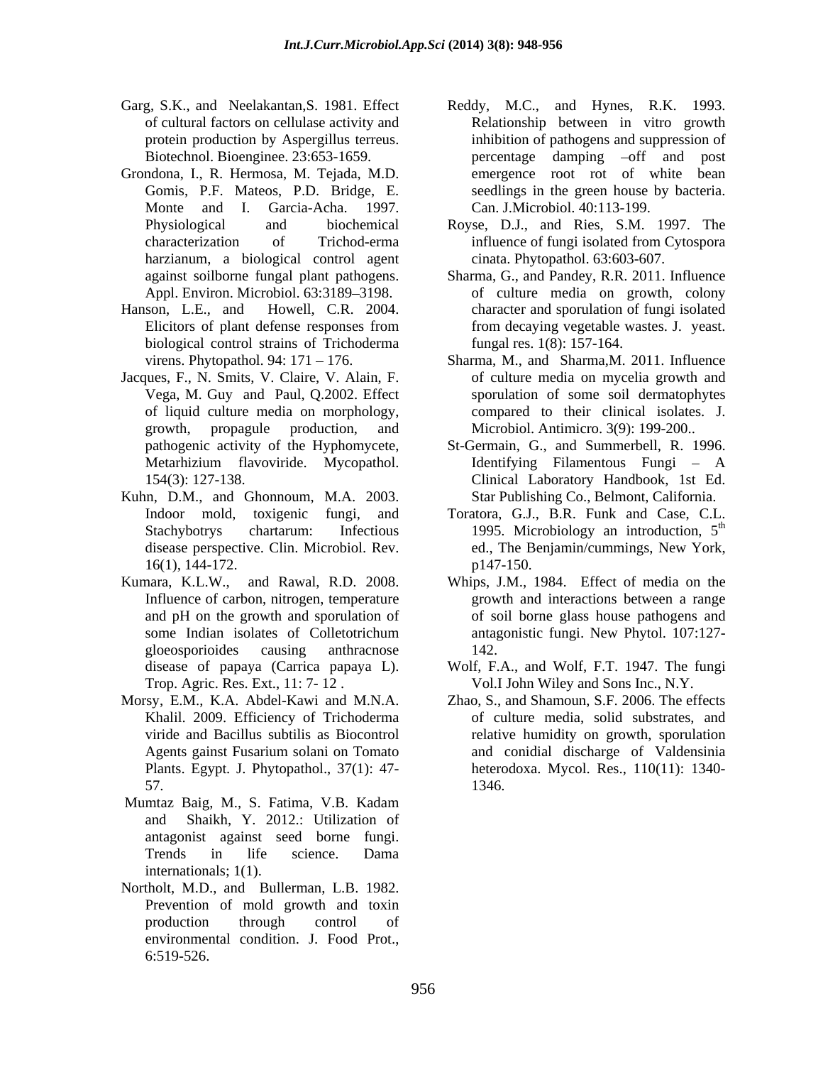Garg, S.K., and Neelakantan,S. 1981. Effect of cultural factors on cellulase activity and protein production by Aspergillus terreus. Biotechnol. Bioenginee. 23:653-1659.

Grondona, I., R. Hermosa, M. Tejada, M.D. Gomis, P.F. Mateos, P.D. Bridge, E. Monte and I. Garcia-Acha. 1997. Physiological and biochemical characterization of Trichod-erma harzianum, a biological control agent against soilborne fungal plant pathogens. Appl. Environ. Microbiol. 63:3189–3198.

Hanson, L.E., and Howell, C.R. 2004. Elicitors of plant defense responses from biological control strains of Trichoderma virens. Phytopathol. 94: 171 – 176.

Jacques, F., N. Smits, V. Claire, V. Alain, F. Vega, M. Guy and Paul, Q.2002. Effect of liquid culture media on morphology, growth, propagule production, and pathogenic activity of the Hyphomycete, Metarhizium flavoviride. Mycopathol. 154(3): 127-138.

Kuhn, D.M., and Ghonnoum, M.A. 2003. Indoor mold, toxigenic fungi, and Stachybotrys chartarum: Infectious disease perspective. Clin. Microbiol. Rev. 16(1), 144-172.

Kumara, K.L.W., and Rawal, R.D. 2008. Influence of carbon, nitrogen, temperature and pH on the growth and sporulation of some Indian isolates of Colletotrichum gloeosporioides causing anthracnose disease of papaya (Carrica papaya L). Trop. Agric. Res. Ext., 11: 7- 12 .

Morsy, E.M., K.A. Abdel-Kawi and M.N.A. Khalil. 2009. Efficiency of Trichoderma viride and Bacillus subtilis as Biocontrol Agents gainst Fusarium solani on Tomato Plants. Egypt. J. Phytopathol., 37(1): 47-57.

Mumtaz Baig, M., S. Fatima, V.B. Kadam and Shaikh, Y. 2012.: Utilization of antagonist against seed borne fungi. Trends in life science. Dama internationals; 1(1).

Northolt, M.D., and Bullerman, L.B. 1982. Prevention of mold growth and toxin production through control of environmental condition. J. Food Prot., 6:519-526.

Reddy, M.C., and Hynes, R.K. 1993. Relationship between in vitro growth inhibition of pathogens and suppression of percentage damping –off and post emergence root rot of white bean seedlings in the green house by bacteria. Can. J.Microbiol. 40:113-199.

Royse, D.J., and Ries, S.M. 1997. The influence of fungi isolated from Cytospora cinata. Phytopathol. 63:603-607.

Sharma, G., and Pandey, R.R. 2011. Influence of culture media on growth, colony character and sporulation of fungi isolated from decaying vegetable wastes. J. yeast. fungal res. 1(8): 157-164.

Sharma, M., and Sharma,M. 2011. Influence of culture media on mycelia growth and sporulation of some soil dermatophytes compared to their clinical isolates. J. Microbiol. Antimicro. 3(9): 199-200..

St-Germain, G., and Summerbell, R. 1996. Identifying Filamentous Fungi – A Clinical Laboratory Handbook, 1st Ed. Star Publishing Co., Belmont, California.

Toratora, G.J., B.R. Funk and Case, C.L. 1995. Microbiology an introduction, 5th ed., The Benjamin/cummings, New York, p147-150.

Whips, J.M., 1984. Effect of media on the growth and interactions between a range of soil borne glass house pathogens and antagonistic fungi. New Phytol. 107:127-142.

Wolf, F.A., and Wolf, F.T. 1947. The fungi Vol.I John Wiley and Sons Inc., N.Y.

Zhao, S., and Shamoun, S.F. 2006. The effects of culture media, solid substrates, and relative humidity on growth, sporulation and conidial discharge of Valdensinia heterodoxa. Mycol. Res., 110(11): 1340-1346.